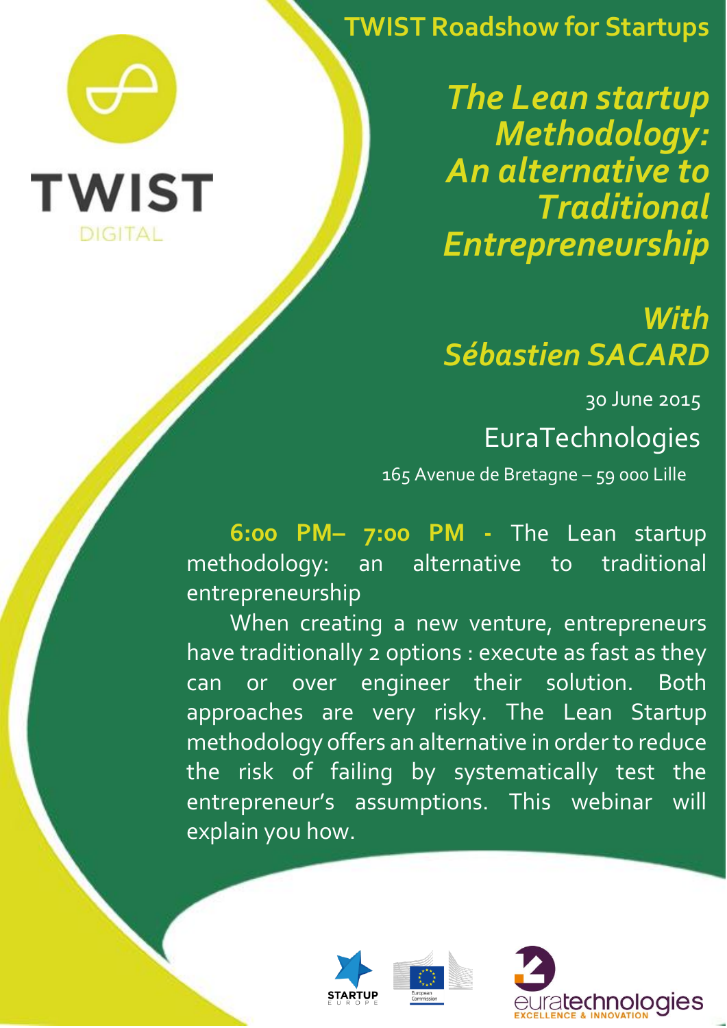TWIST DIGITAL

## TWIST Roadshow for Startups

# *The Lean startup Methodology: An alternative to Traditional Entrepreneurship*

## *With Sébastien SACARD*

30 June 2015

EuraTechnologies

165 Avenue de Bretagne – 59 000 Lille

**6:00 PM– 7:00 PM** - The Lean startup methodology: an alternative to traditional entrepreneurship

When creating a new venture, entrepreneurs have traditionally 2 options : execute as fast as they can or over engineer their solution. Both approaches are very risky. The Lean Startup methodology offers an alternative in order to reduce the risk of failing by systematically test the entrepreneur's assumptions. This webinar will explain you how.

STARTUP EUROPE | European Commission | euratechnologies EXCELLENCE & INNOVATION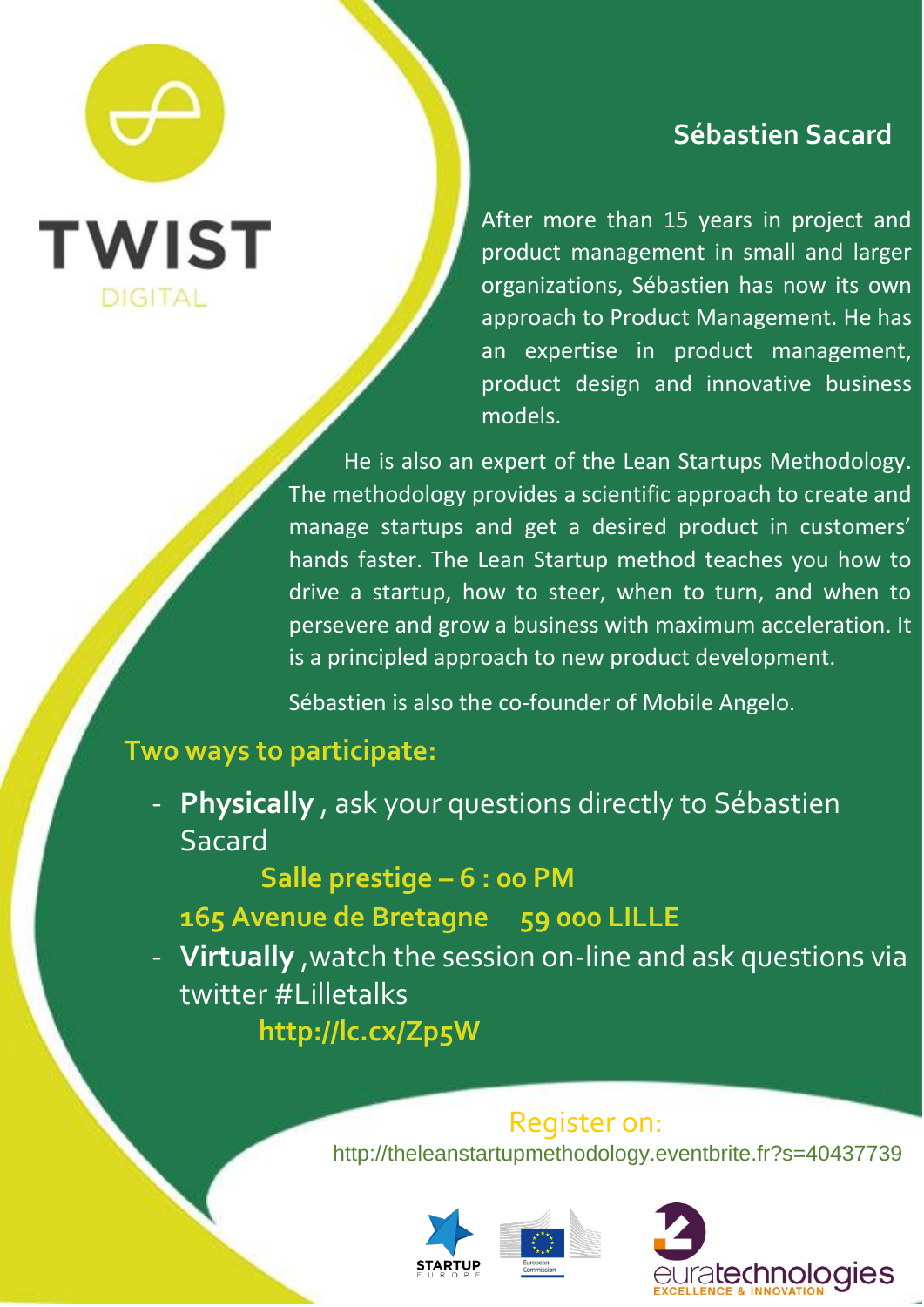TWIST

DIGITAL

## Sébastien Sacard

After more than 15 years in project and product management in small and larger organizations, Sébastien has now its own approach to Product Management. He has an expertise in product management, product design and innovative business models.

He is also an expert of the Lean Startups Methodology. The methodology provides a scientific approach to create and manage startups and get a desired product in customers' hands faster. The Lean Startup method teaches you how to drive a startup, how to steer, when to turn, and when to persevere and grow a business with maximum acceleration. It is a principled approach to new product development.

Sébastien is also the co-founder of Mobile Angelo.

### Two ways to participate:

- **Physically** , ask your questions directly to Sébastien Sacard

  **Salle prestige – 6 : 00 PM**

  **165 Avenue de Bretagne 59 000 LILLE**

- **Virtually** ,watch the session on-line and ask questions via twitter #Lilletalks

  **http://lc.cx/Zp5W**

Register on:

http://theleanstartupmethodology.eventbrite.fr?s=40437739

STARTUP EUROPE

European Commission

euratechnologies EXCELLENCE & INNOVATION